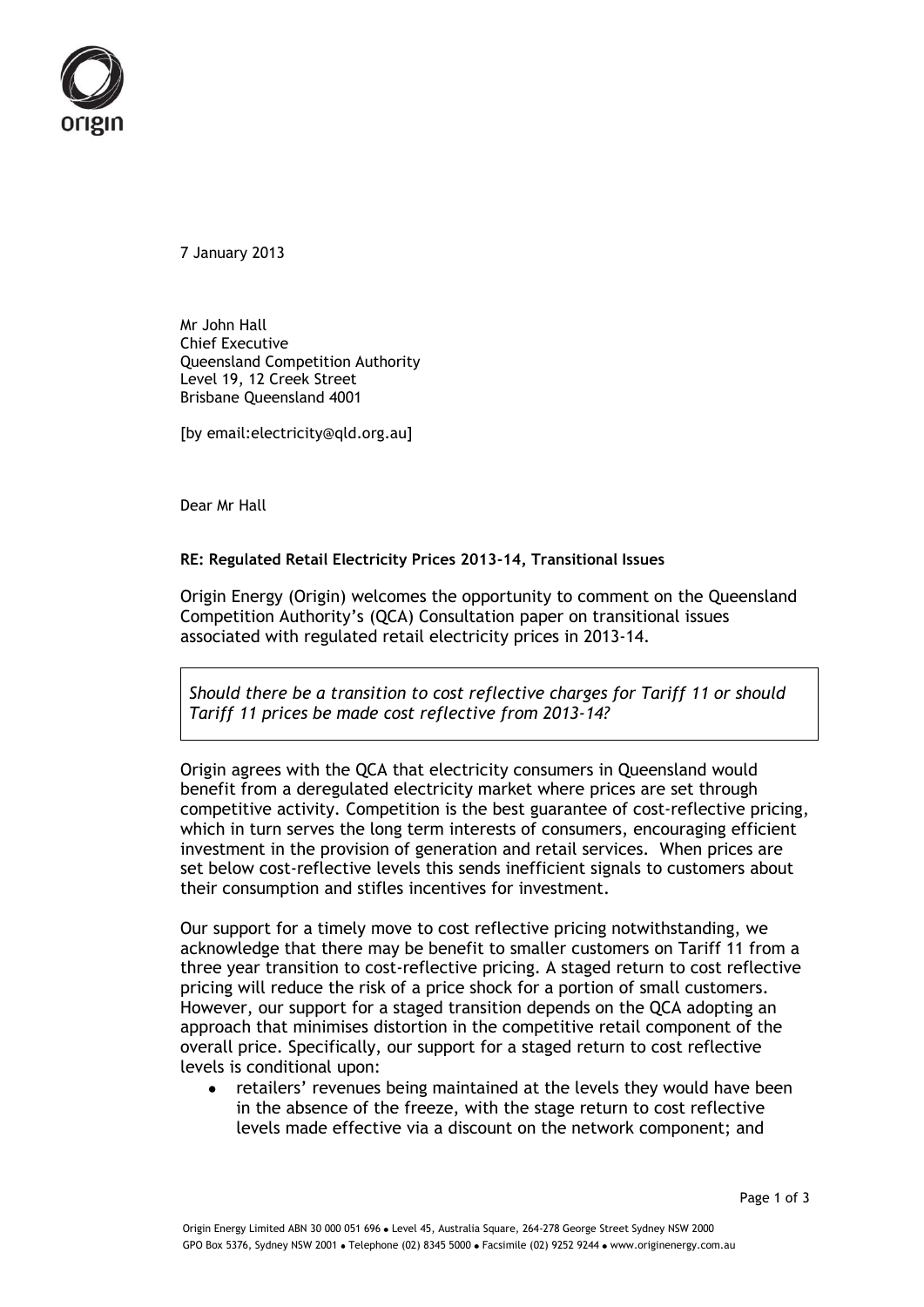7 January 2013

Mr John Hall
Chief Executive
Queensland Competition Authority
Level 19, 12 Creek Street
Brisbane Queensland 4001

[by email:electricity@qld.org.au]

Dear Mr Hall

**RE: Regulated Retail Electricity Prices 2013-14, Transitional Issues**

Origin Energy (Origin) welcomes the opportunity to comment on the Queensland Competition Authority's (QCA) Consultation paper on transitional issues associated with regulated retail electricity prices in 2013-14.

> *Should there be a transition to cost reflective charges for Tariff 11 or should Tariff 11 prices be made cost reflective from 2013-14?*

Origin agrees with the QCA that electricity consumers in Queensland would benefit from a deregulated electricity market where prices are set through competitive activity. Competition is the best guarantee of cost-reflective pricing, which in turn serves the long term interests of consumers, encouraging efficient investment in the provision of generation and retail services. When prices are set below cost-reflective levels this sends inefficient signals to customers about their consumption and stifles incentives for investment.

Our support for a timely move to cost reflective pricing notwithstanding, we acknowledge that there may be benefit to smaller customers on Tariff 11 from a three year transition to cost-reflective pricing. A staged return to cost reflective pricing will reduce the risk of a price shock for a portion of small customers. However, our support for a staged transition depends on the QCA adopting an approach that minimises distortion in the competitive retail component of the overall price. Specifically, our support for a staged return to cost reflective levels is conditional upon:

- retailers' revenues being maintained at the levels they would have been in the absence of the freeze, with the stage return to cost reflective levels made effective via a discount on the network component; and

Origin Energy Limited ABN 30 000 051 696 • Level 45, Australia Square, 264-278 George Street Sydney NSW 2000
GPO Box 5376, Sydney NSW 2001 • Telephone (02) 8345 5000 • Facsimile (02) 9252 9244 • www.originenergy.com.au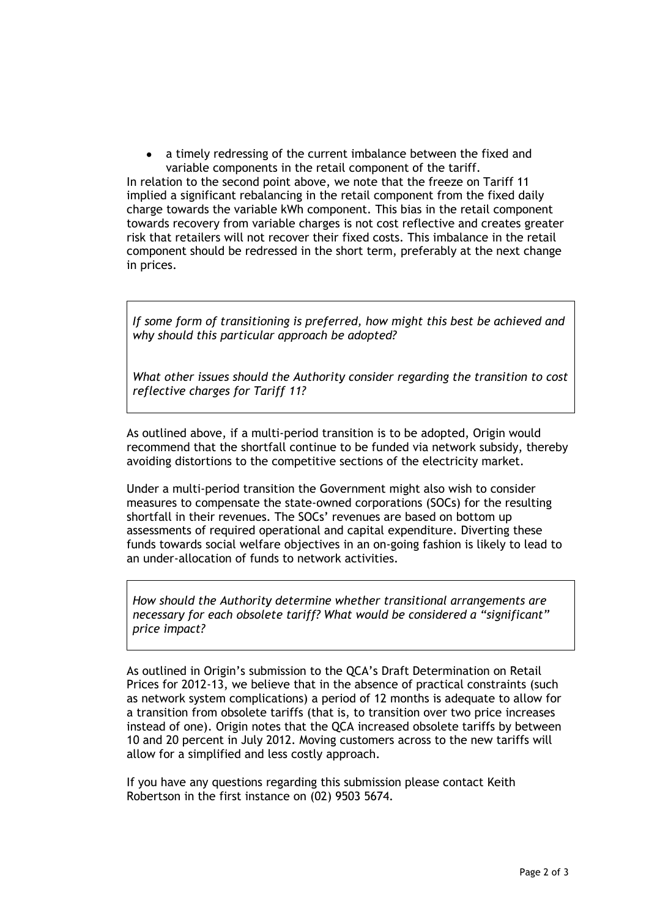- a timely redressing of the current imbalance between the fixed and variable components in the retail component of the tariff.

In relation to the second point above, we note that the freeze on Tariff 11 implied a significant rebalancing in the retail component from the fixed daily charge towards the variable kWh component. This bias in the retail component towards recovery from variable charges is not cost reflective and creates greater risk that retailers will not recover their fixed costs. This imbalance in the retail component should be redressed in the short term, preferably at the next change in prices.

> *If some form of transitioning is preferred, how might this best be achieved and why should this particular approach be adopted?*
>
> *What other issues should the Authority consider regarding the transition to cost reflective charges for Tariff 11?*

As outlined above, if a multi-period transition is to be adopted, Origin would recommend that the shortfall continue to be funded via network subsidy, thereby avoiding distortions to the competitive sections of the electricity market.

Under a multi-period transition the Government might also wish to consider measures to compensate the state-owned corporations (SOCs) for the resulting shortfall in their revenues. The SOCs' revenues are based on bottom up assessments of required operational and capital expenditure. Diverting these funds towards social welfare objectives in an on-going fashion is likely to lead to an under-allocation of funds to network activities.

> *How should the Authority determine whether transitional arrangements are necessary for each obsolete tariff? What would be considered a "significant" price impact?*

As outlined in Origin's submission to the QCA's Draft Determination on Retail Prices for 2012-13, we believe that in the absence of practical constraints (such as network system complications) a period of 12 months is adequate to allow for a transition from obsolete tariffs (that is, to transition over two price increases instead of one). Origin notes that the QCA increased obsolete tariffs by between 10 and 20 percent in July 2012. Moving customers across to the new tariffs will allow for a simplified and less costly approach.

If you have any questions regarding this submission please contact Keith Robertson in the first instance on (02) 9503 5674.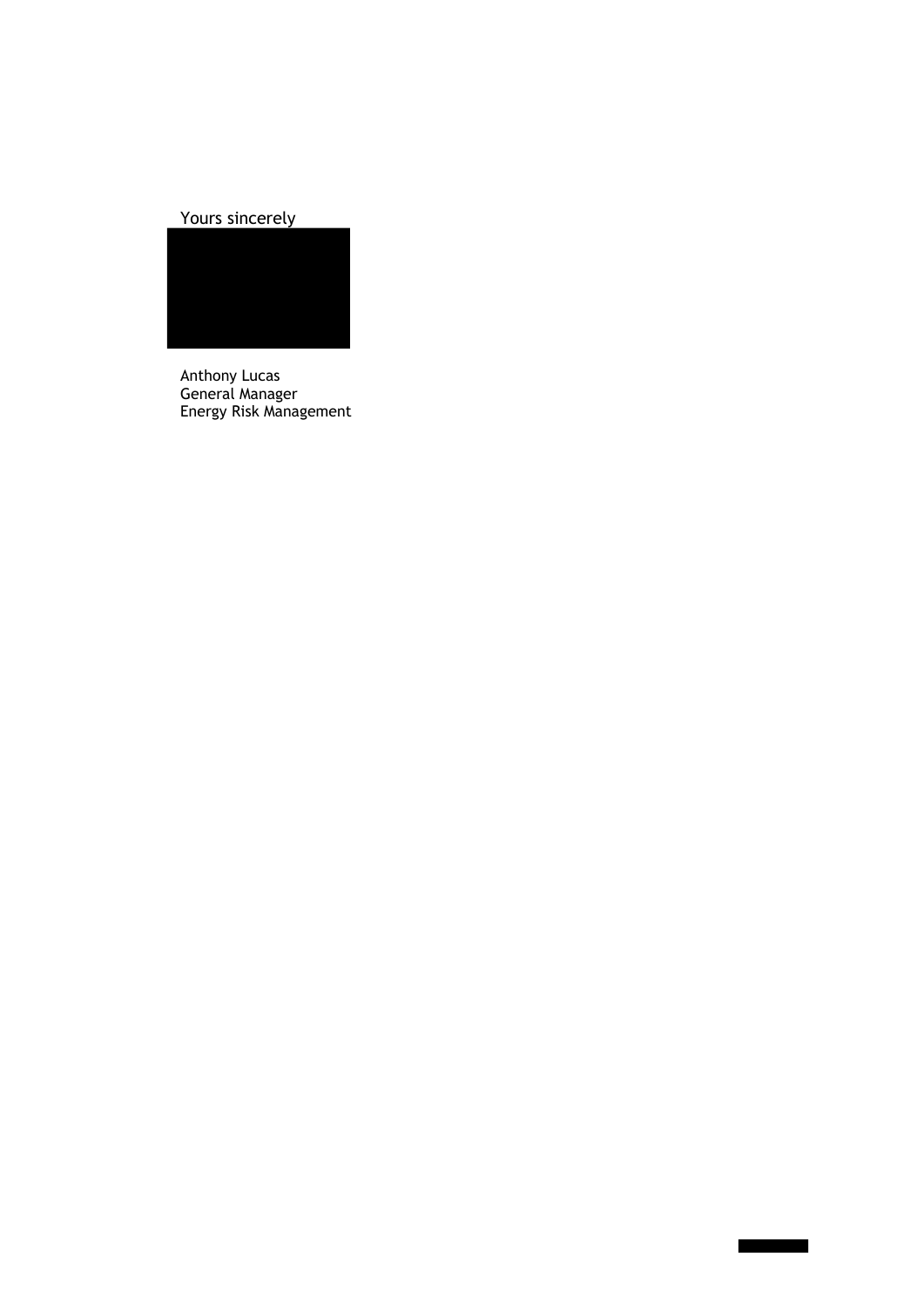Yours sincerely

Anthony Lucas
General Manager
Energy Risk Management